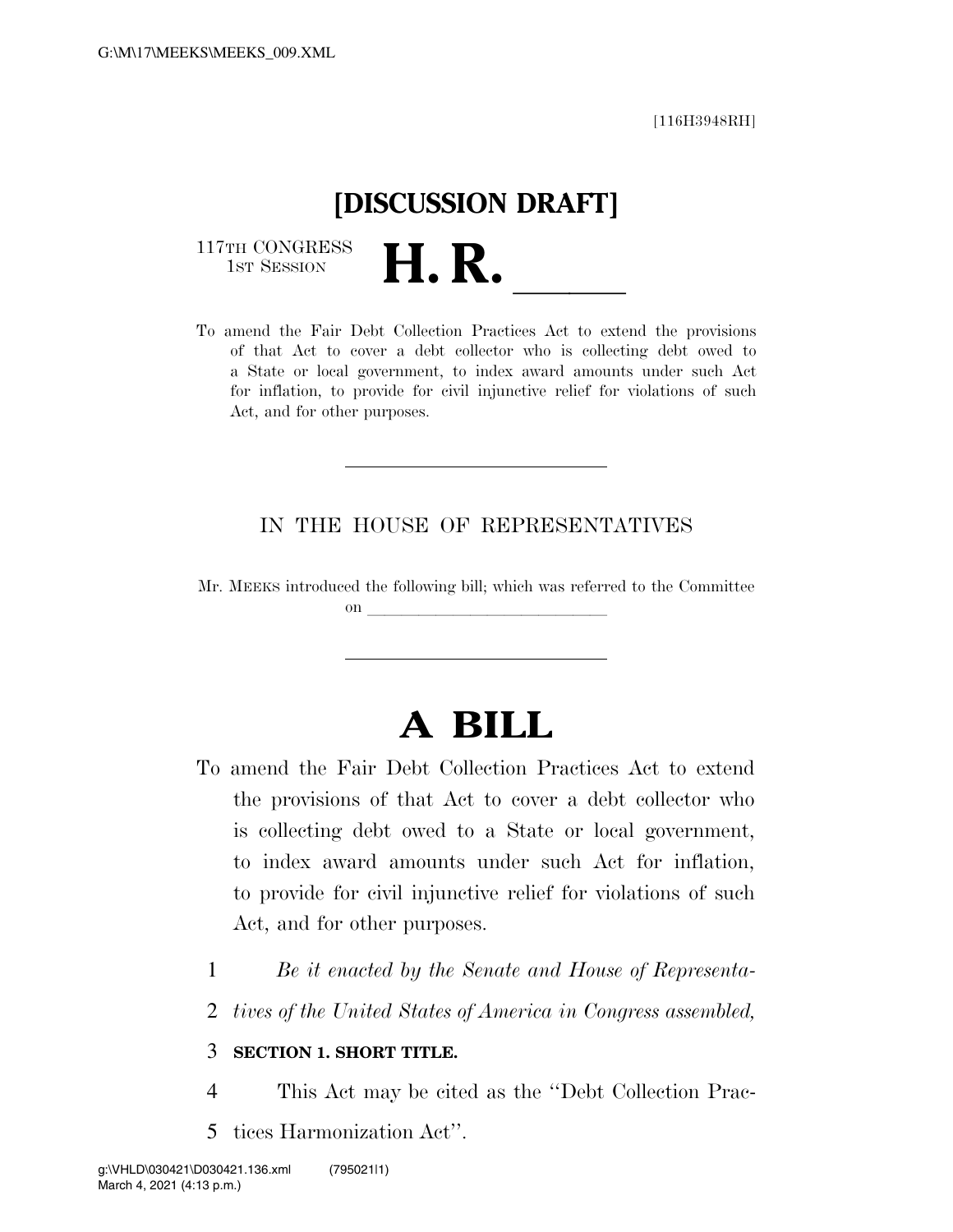[116H3948RH]

# [DISCUSSION DRAFT]

117TH CONGRESS
1ST SESSION

# H. R. ______

To amend the Fair Debt Collection Practices Act to extend the provisions of that Act to cover a debt collector who is collecting debt owed to a State or local government, to index award amounts under such Act for inflation, to provide for civil injunctive relief for violations of such Act, and for other purposes.

---

IN THE HOUSE OF REPRESENTATIVES

Mr. MEEKS introduced the following bill; which was referred to the Committee on ______________________________

---

# A BILL

To amend the Fair Debt Collection Practices Act to extend the provisions of that Act to cover a debt collector who is collecting debt owed to a State or local government, to index award amounts under such Act for inflation, to provide for civil injunctive relief for violations of such Act, and for other purposes.

1 *Be it enacted by the Senate and House of Representa-*
2 *tives of the United States of America in Congress assembled,*

3 **SECTION 1. SHORT TITLE.**

4 This Act may be cited as the "Debt Collection Prac-
5 tices Harmonization Act".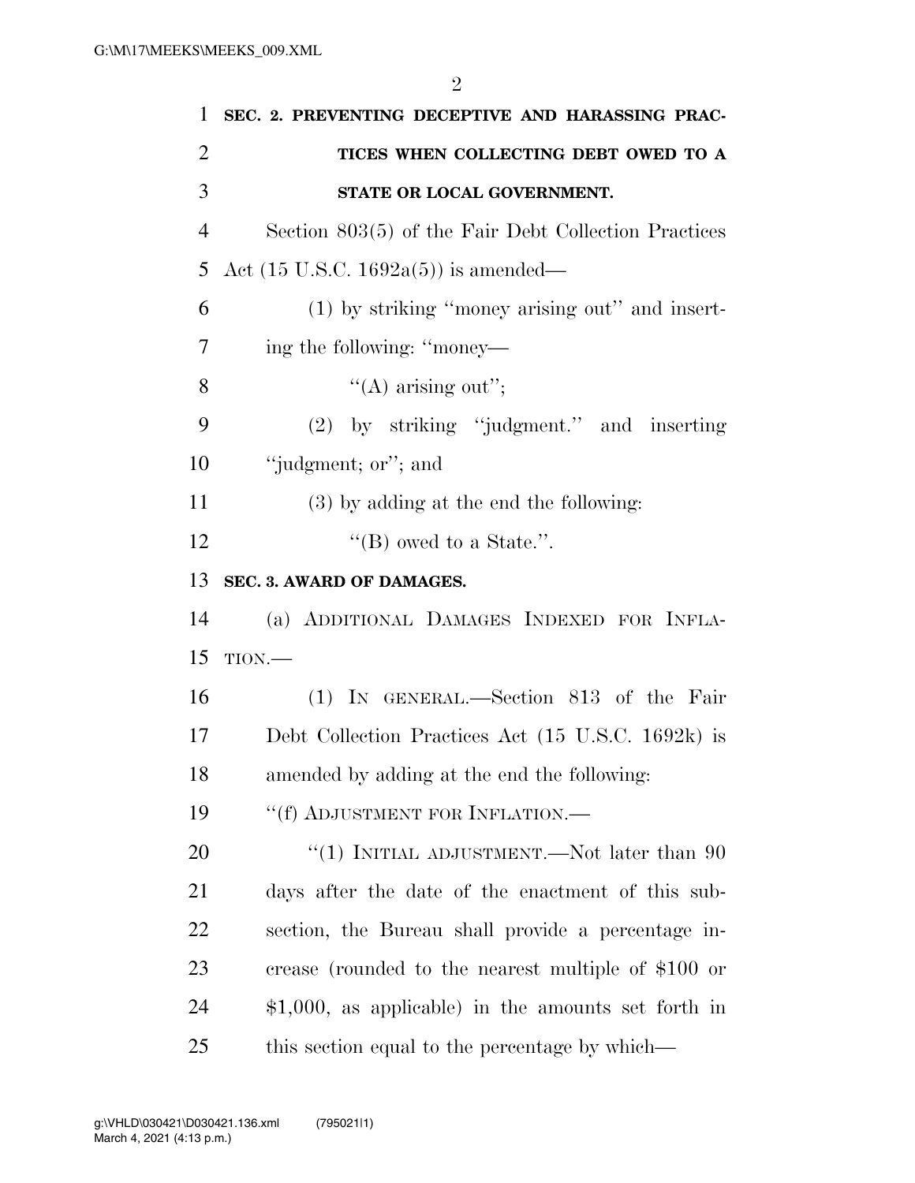**SEC. 2. PREVENTING DECEPTIVE AND HARASSING PRACTICES WHEN COLLECTING DEBT OWED TO A STATE OR LOCAL GOVERNMENT.**

Section 803(5) of the Fair Debt Collection Practices Act (15 U.S.C. 1692a(5)) is amended—

(1) by striking ''money arising out'' and inserting the following: ''money—

''(A) arising out'';

(2) by striking ''judgment.'' and inserting ''judgment; or''; and

(3) by adding at the end the following:

''(B) owed to a State.''.

**SEC. 3. AWARD OF DAMAGES.**

(a) ADDITIONAL DAMAGES INDEXED FOR INFLATION.—

(1) IN GENERAL.—Section 813 of the Fair Debt Collection Practices Act (15 U.S.C. 1692k) is amended by adding at the end the following:

''(f) ADJUSTMENT FOR INFLATION.—

''(1) INITIAL ADJUSTMENT.—Not later than 90 days after the date of the enactment of this subsection, the Bureau shall provide a percentage increase (rounded to the nearest multiple of $100 or $1,000, as applicable) in the amounts set forth in this section equal to the percentage by which—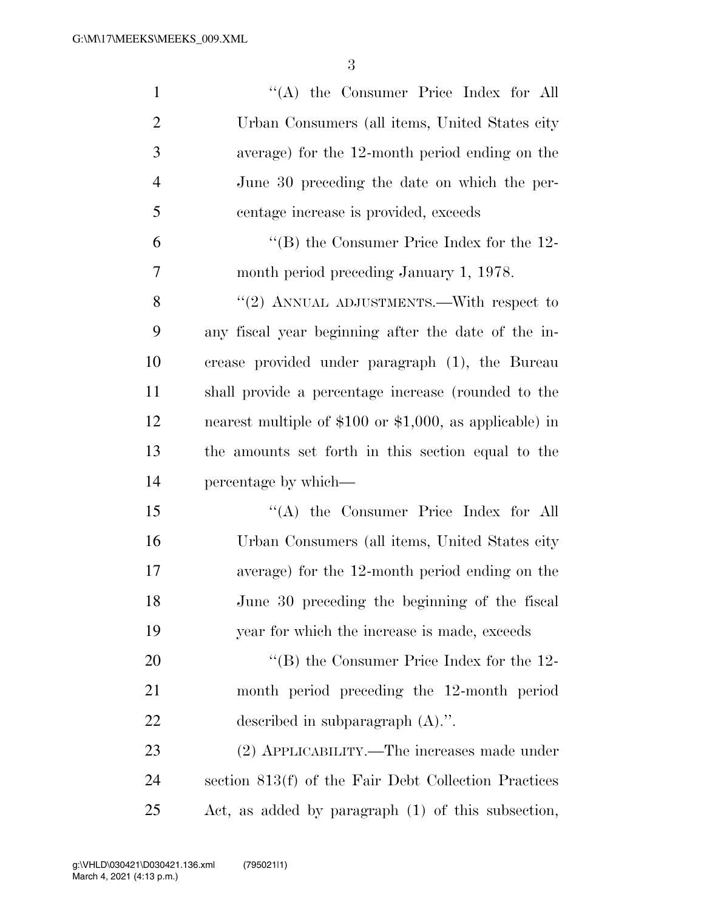"(A) the Consumer Price Index for All Urban Consumers (all items, United States city average) for the 12-month period ending on the June 30 preceding the date on which the percentage increase is provided, exceeds

"(B) the Consumer Price Index for the 12-month period preceding January 1, 1978.

"(2) ANNUAL ADJUSTMENTS.—With respect to any fiscal year beginning after the date of the increase provided under paragraph (1), the Bureau shall provide a percentage increase (rounded to the nearest multiple of $100 or $1,000, as applicable) in the amounts set forth in this section equal to the percentage by which—

"(A) the Consumer Price Index for All Urban Consumers (all items, United States city average) for the 12-month period ending on the June 30 preceding the beginning of the fiscal year for which the increase is made, exceeds

"(B) the Consumer Price Index for the 12-month period preceding the 12-month period described in subparagraph (A).".

(2) APPLICABILITY.—The increases made under section 813(f) of the Fair Debt Collection Practices Act, as added by paragraph (1) of this subsection,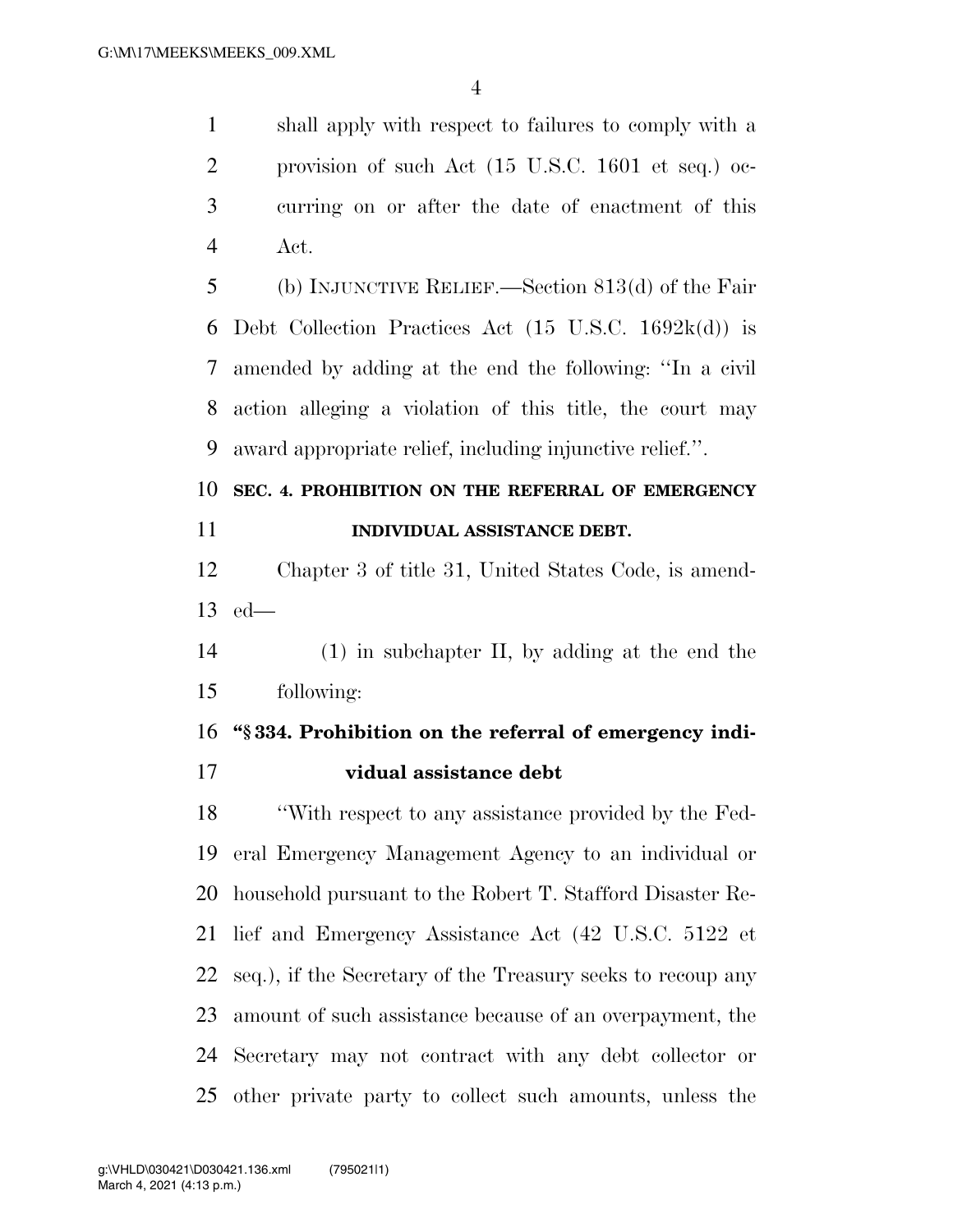shall apply with respect to failures to comply with a provision of such Act (15 U.S.C. 1601 et seq.) occurring on or after the date of enactment of this Act.

(b) INJUNCTIVE RELIEF.—Section 813(d) of the Fair Debt Collection Practices Act (15 U.S.C. 1692k(d)) is amended by adding at the end the following: ''In a civil action alleging a violation of this title, the court may award appropriate relief, including injunctive relief.''.

**SEC. 4. PROHIBITION ON THE REFERRAL OF EMERGENCY INDIVIDUAL ASSISTANCE DEBT.**

Chapter 3 of title 31, United States Code, is amended—

(1) in subchapter II, by adding at the end the following:

**''§ 334. Prohibition on the referral of emergency individual assistance debt**

''With respect to any assistance provided by the Federal Emergency Management Agency to an individual or household pursuant to the Robert T. Stafford Disaster Relief and Emergency Assistance Act (42 U.S.C. 5122 et seq.), if the Secretary of the Treasury seeks to recoup any amount of such assistance because of an overpayment, the Secretary may not contract with any debt collector or other private party to collect such amounts, unless the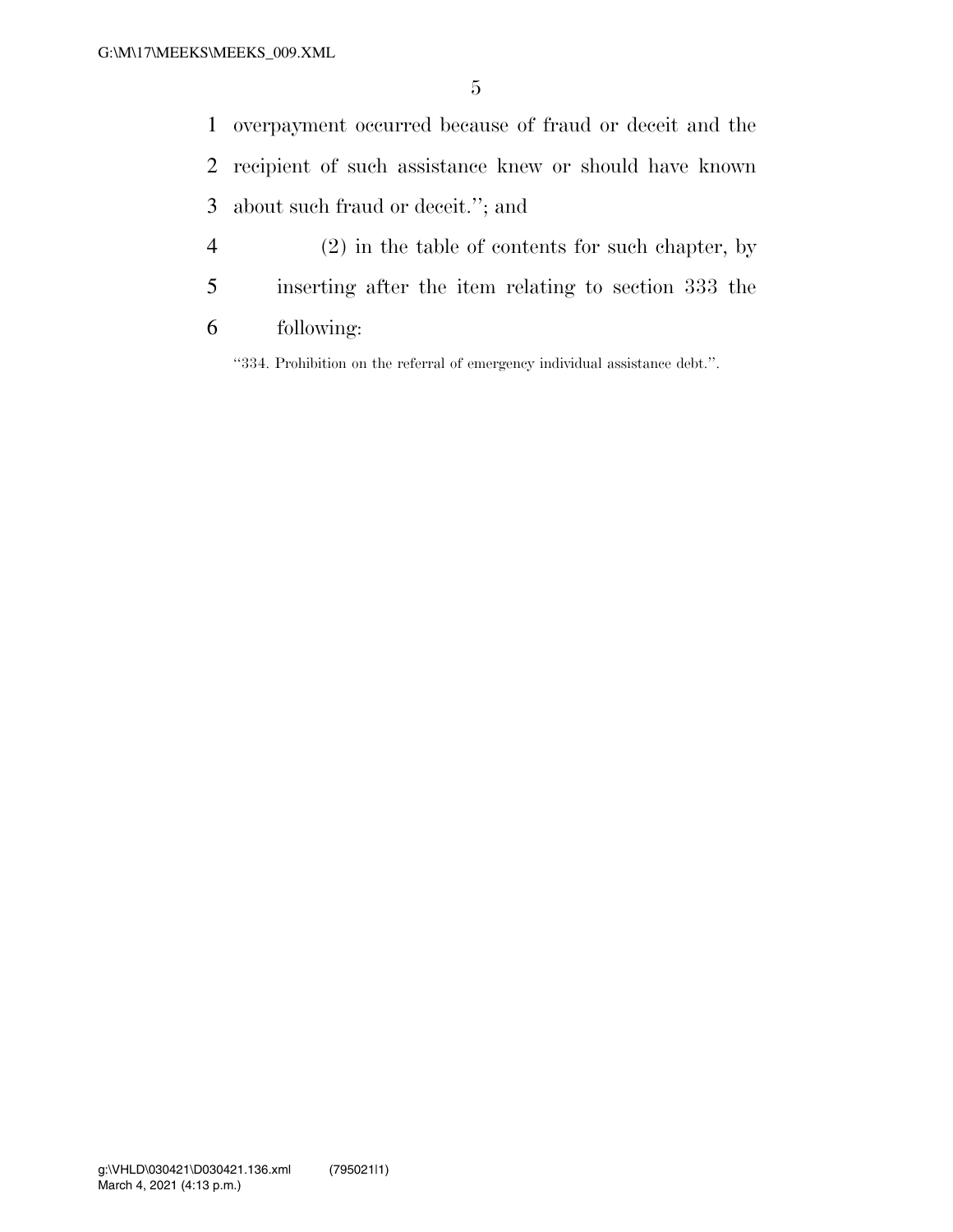overpayment occurred because of fraud or deceit and the recipient of such assistance knew or should have known about such fraud or deceit.''; and

(2) in the table of contents for such chapter, by inserting after the item relating to section 333 the following:

``334. Prohibition on the referral of emergency individual assistance debt.''.